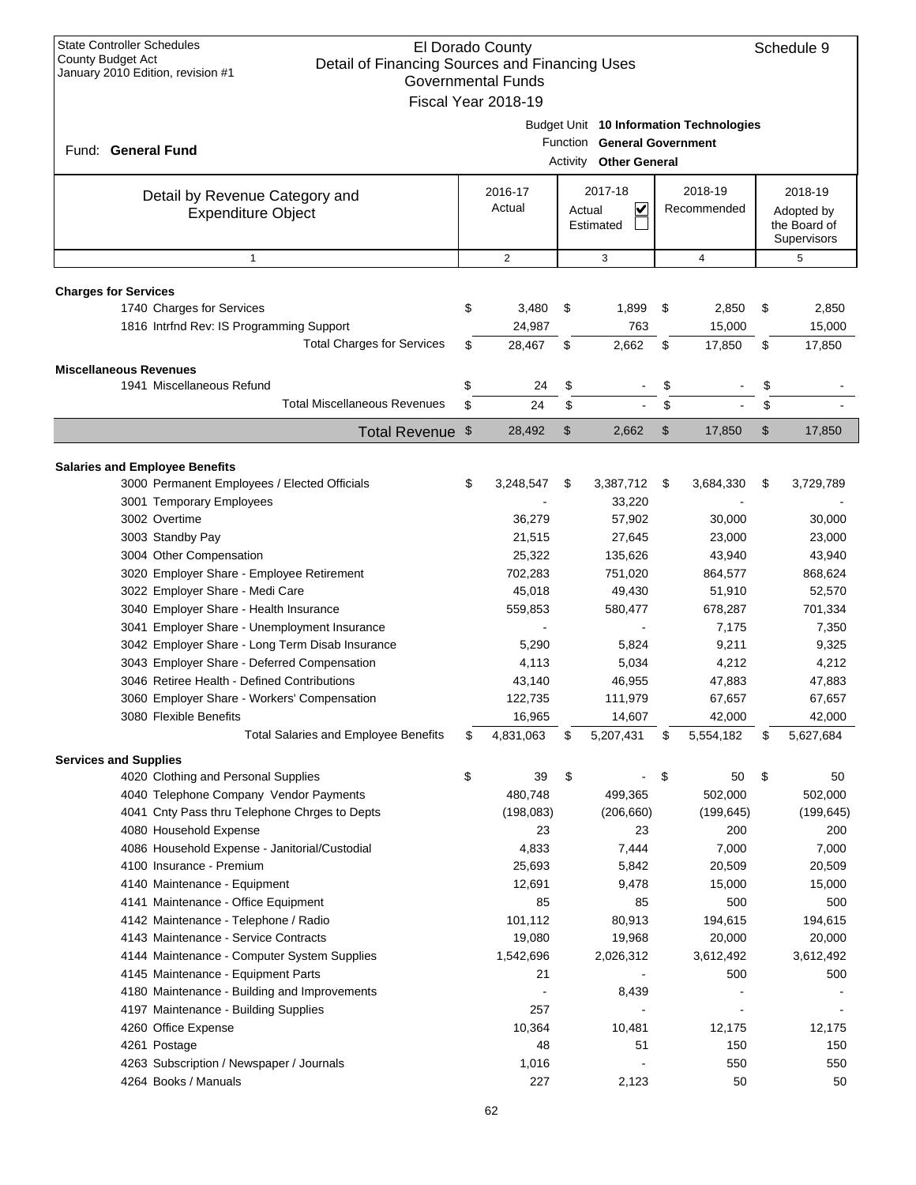State Controller Schedules
County Budget Act
January 2010 Edition, revision #1

# El Dorado County
## Detail of Financing Sources and Financing Uses
### Governmental Funds
### Fiscal Year 2018-19

Schedule 9

Fund: **General Fund**

Budget Unit **10 Information Technologies**
Function **General Government**
Activity **Other General**

| Detail by Revenue Category and Expenditure Object | 2016-17 Actual | 2017-18 Actual ☑ Estimated ☐ | 2018-19 Recommended | 2018-19 Adopted by the Board of Supervisors |
|---|---|---|---|---|
| 1 | 2 | 3 | 4 | 5 |
| **Charges for Services** | | | | |
| 1740 Charges for Services | $ 3,480 | $ 1,899 | $ 2,850 | $ 2,850 |
| 1816 Intrfnd Rev: IS Programming Support | 24,987 | 763 | 15,000 | 15,000 |
| Total Charges for Services | $ 28,467 | $ 2,662 | $ 17,850 | $ 17,850 |
| **Miscellaneous Revenues** | | | | |
| 1941 Miscellaneous Refund | $ 24 | $ - | $ - | $ - |
| Total Miscellaneous Revenues | $ 24 | $ - | $ - | $ - |
| **Total Revenue** | $ 28,492 | $ 2,662 | $ 17,850 | $ 17,850 |
| **Salaries and Employee Benefits** | | | | |
| 3000 Permanent Employees / Elected Officials | $ 3,248,547 | $ 3,387,712 | $ 3,684,330 | $ 3,729,789 |
| 3001 Temporary Employees | - | 33,220 | - | - |
| 3002 Overtime | 36,279 | 57,902 | 30,000 | 30,000 |
| 3003 Standby Pay | 21,515 | 27,645 | 23,000 | 23,000 |
| 3004 Other Compensation | 25,322 | 135,626 | 43,940 | 43,940 |
| 3020 Employer Share - Employee Retirement | 702,283 | 751,020 | 864,577 | 868,624 |
| 3022 Employer Share - Medi Care | 45,018 | 49,430 | 51,910 | 52,570 |
| 3040 Employer Share - Health Insurance | 559,853 | 580,477 | 678,287 | 701,334 |
| 3041 Employer Share - Unemployment Insurance | - | - | 7,175 | 7,350 |
| 3042 Employer Share - Long Term Disab Insurance | 5,290 | 5,824 | 9,211 | 9,325 |
| 3043 Employer Share - Deferred Compensation | 4,113 | 5,034 | 4,212 | 4,212 |
| 3046 Retiree Health - Defined Contributions | 43,140 | 46,955 | 47,883 | 47,883 |
| 3060 Employer Share - Workers' Compensation | 122,735 | 111,979 | 67,657 | 67,657 |
| 3080 Flexible Benefits | 16,965 | 14,607 | 42,000 | 42,000 |
| Total Salaries and Employee Benefits | $ 4,831,063 | $ 5,207,431 | $ 5,554,182 | $ 5,627,684 |
| **Services and Supplies** | | | | |
| 4020 Clothing and Personal Supplies | $ 39 | $ - | $ 50 | $ 50 |
| 4040 Telephone Company Vendor Payments | 480,748 | 499,365 | 502,000 | 502,000 |
| 4041 Cnty Pass thru Telephone Chrges to Depts | (198,083) | (206,660) | (199,645) | (199,645) |
| 4080 Household Expense | 23 | 23 | 200 | 200 |
| 4086 Household Expense - Janitorial/Custodial | 4,833 | 7,444 | 7,000 | 7,000 |
| 4100 Insurance - Premium | 25,693 | 5,842 | 20,509 | 20,509 |
| 4140 Maintenance - Equipment | 12,691 | 9,478 | 15,000 | 15,000 |
| 4141 Maintenance - Office Equipment | 85 | 85 | 500 | 500 |
| 4142 Maintenance - Telephone / Radio | 101,112 | 80,913 | 194,615 | 194,615 |
| 4143 Maintenance - Service Contracts | 19,080 | 19,968 | 20,000 | 20,000 |
| 4144 Maintenance - Computer System Supplies | 1,542,696 | 2,026,312 | 3,612,492 | 3,612,492 |
| 4145 Maintenance - Equipment Parts | 21 | - | 500 | 500 |
| 4180 Maintenance - Building and Improvements | - | 8,439 | - | - |
| 4197 Maintenance - Building Supplies | 257 | - | - | - |
| 4260 Office Expense | 10,364 | 10,481 | 12,175 | 12,175 |
| 4261 Postage | 48 | 51 | 150 | 150 |
| 4263 Subscription / Newspaper / Journals | 1,016 | - | 550 | 550 |
| 4264 Books / Manuals | 227 | 2,123 | 50 | 50 |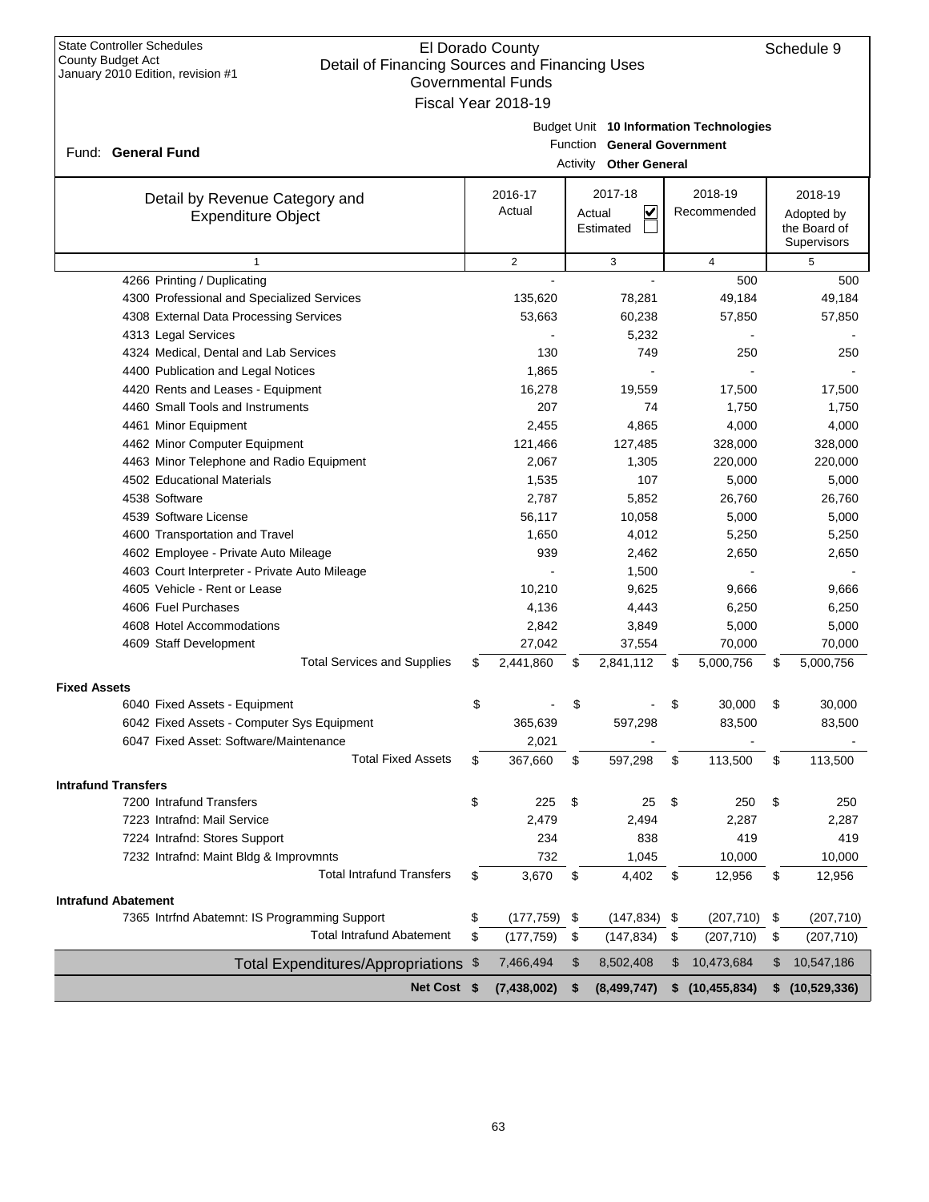State Controller Schedules
County Budget Act
January 2010 Edition, revision #1

El Dorado County
Detail of Financing Sources and Financing Uses
Governmental Funds
Fiscal Year 2018-19

Schedule 9

Fund: **General Fund**

Budget Unit **10 Information Technologies**
Function **General Government**
Activity **Other General**

| Detail by Revenue Category and Expenditure Object | 2016-17 Actual | 2017-18 Actual ☑ Estimated ☐ | 2018-19 Recommended | 2018-19 Adopted by the Board of Supervisors |
|---|---|---|---|---|
| 1 | 2 | 3 | 4 | 5 |
| 4266 Printing / Duplicating | - | - | 500 | 500 |
| 4300 Professional and Specialized Services | 135,620 | 78,281 | 49,184 | 49,184 |
| 4308 External Data Processing Services | 53,663 | 60,238 | 57,850 | 57,850 |
| 4313 Legal Services | - | 5,232 | - | - |
| 4324 Medical, Dental and Lab Services | 130 | 749 | 250 | 250 |
| 4400 Publication and Legal Notices | 1,865 | - | - | - |
| 4420 Rents and Leases - Equipment | 16,278 | 19,559 | 17,500 | 17,500 |
| 4460 Small Tools and Instruments | 207 | 74 | 1,750 | 1,750 |
| 4461 Minor Equipment | 2,455 | 4,865 | 4,000 | 4,000 |
| 4462 Minor Computer Equipment | 121,466 | 127,485 | 328,000 | 328,000 |
| 4463 Minor Telephone and Radio Equipment | 2,067 | 1,305 | 220,000 | 220,000 |
| 4502 Educational Materials | 1,535 | 107 | 5,000 | 5,000 |
| 4538 Software | 2,787 | 5,852 | 26,760 | 26,760 |
| 4539 Software License | 56,117 | 10,058 | 5,000 | 5,000 |
| 4600 Transportation and Travel | 1,650 | 4,012 | 5,250 | 5,250 |
| 4602 Employee - Private Auto Mileage | 939 | 2,462 | 2,650 | 2,650 |
| 4603 Court Interpreter - Private Auto Mileage | - | 1,500 | - | - |
| 4605 Vehicle - Rent or Lease | 10,210 | 9,625 | 9,666 | 9,666 |
| 4606 Fuel Purchases | 4,136 | 4,443 | 6,250 | 6,250 |
| 4608 Hotel Accommodations | 2,842 | 3,849 | 5,000 | 5,000 |
| 4609 Staff Development | 27,042 | 37,554 | 70,000 | 70,000 |
| Total Services and Supplies | $ 2,441,860 | $ 2,841,112 | $ 5,000,756 | $ 5,000,756 |
| **Fixed Assets** | | | | |
| 6040 Fixed Assets - Equipment | $ - | $ - | $ 30,000 | $ 30,000 |
| 6042 Fixed Assets - Computer Sys Equipment | 365,639 | 597,298 | 83,500 | 83,500 |
| 6047 Fixed Asset: Software/Maintenance | 2,021 | - | - | - |
| Total Fixed Assets | $ 367,660 | $ 597,298 | $ 113,500 | $ 113,500 |
| **Intrafund Transfers** | | | | |
| 7200 Intrafund Transfers | $ 225 | $ 25 | $ 250 | $ 250 |
| 7223 Intrafnd: Mail Service | 2,479 | 2,494 | 2,287 | 2,287 |
| 7224 Intrafnd: Stores Support | 234 | 838 | 419 | 419 |
| 7232 Intrafnd: Maint Bldg & Improvmnts | 732 | 1,045 | 10,000 | 10,000 |
| Total Intrafund Transfers | $ 3,670 | $ 4,402 | $ 12,956 | $ 12,956 |
| **Intrafund Abatement** | | | | |
| 7365 Intrfnd Abatemnt: IS Programming Support | $ (177,759) | $ (147,834) | $ (207,710) | $ (207,710) |
| Total Intrafund Abatement | $ (177,759) | $ (147,834) | $ (207,710) | $ (207,710) |
| Total Expenditures/Appropriations | $ 7,466,494 | $ 8,502,408 | $ 10,473,684 | $ 10,547,186 |
| **Net Cost** | **$ (7,438,002)** | **$ (8,499,747)** | **$ (10,455,834)** | **$ (10,529,336)** |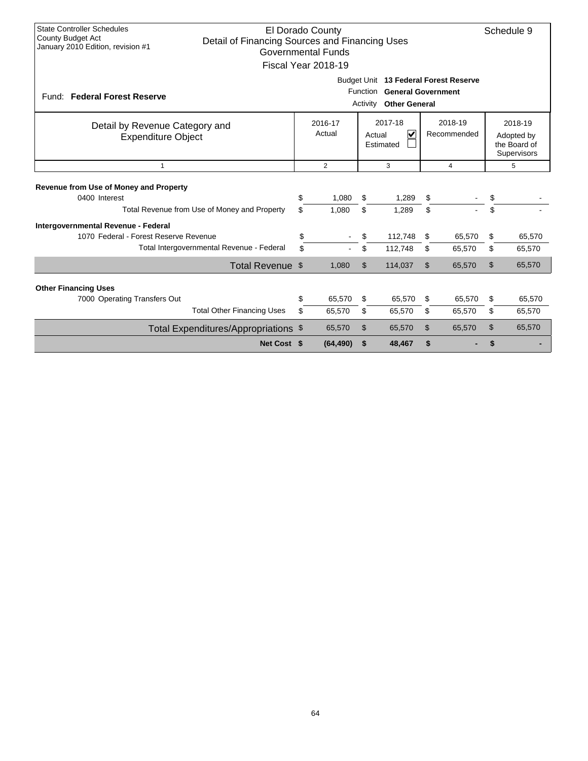State Controller Schedules
County Budget Act
January 2010 Edition, revision #1

# El Dorado County
## Detail of Financing Sources and Financing Uses
### Governmental Funds
### Fiscal Year 2018-19

Schedule 9

Fund: **Federal Forest Reserve**

Budget Unit **13 Federal Forest Reserve**
Function **General Government**
Activity **Other General**

| Detail by Revenue Category and Expenditure Object | 2016-17 Actual | 2017-18 Actual ☑ Estimated ☐ | 2018-19 Recommended | 2018-19 Adopted by the Board of Supervisors |
|---|---|---|---|---|
| 1 | 2 | 3 | 4 | 5 |
| **Revenue from Use of Money and Property** | | | | |
| 0400 Interest | $ 1,080 | $ 1,289 | $ - | $ - |
| Total Revenue from Use of Money and Property | $ 1,080 | $ 1,289 | $ - | $ - |
| **Intergovernmental Revenue - Federal** | | | | |
| 1070 Federal - Forest Reserve Revenue | $ - | $ 112,748 | $ 65,570 | $ 65,570 |
| Total Intergovernmental Revenue - Federal | $ - | $ 112,748 | $ 65,570 | $ 65,570 |
| Total Revenue | $ 1,080 | $ 114,037 | $ 65,570 | $ 65,570 |
| **Other Financing Uses** | | | | |
| 7000 Operating Transfers Out | $ 65,570 | $ 65,570 | $ 65,570 | $ 65,570 |
| Total Other Financing Uses | $ 65,570 | $ 65,570 | $ 65,570 | $ 65,570 |
| Total Expenditures/Appropriations | $ 65,570 | $ 65,570 | $ 65,570 | $ 65,570 |
| **Net Cost** | **$ (64,490)** | **$ 48,467** | **$ -** | **$ -** |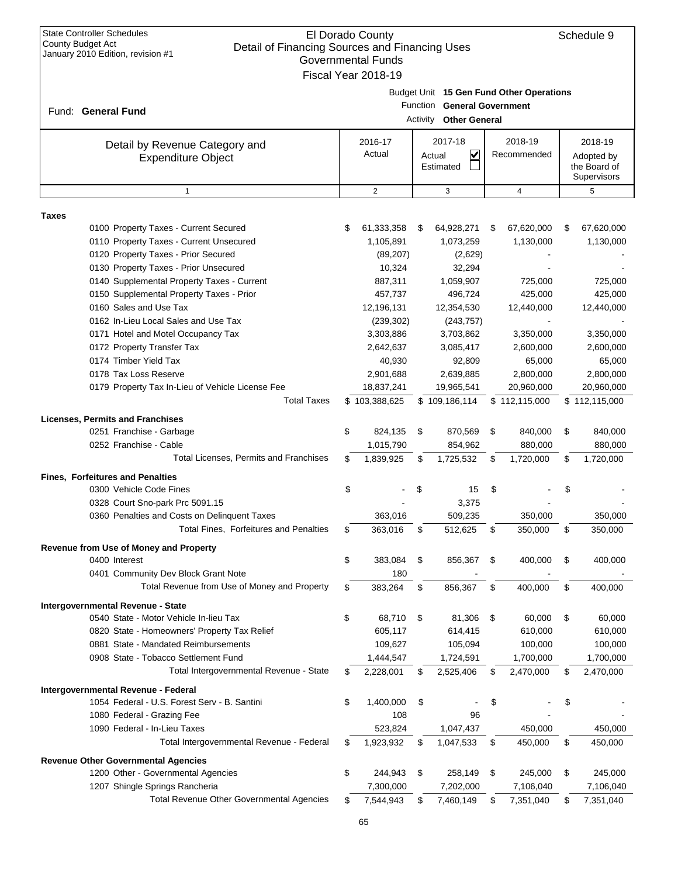State Controller Schedules
County Budget Act
January 2010 Edition, revision #1

# El Dorado County
## Detail of Financing Sources and Financing Uses
### Governmental Funds
### Fiscal Year 2018-19

Schedule 9

Fund: **General Fund**

Budget Unit **15 Gen Fund Other Operations**
Function **General Government**
Activity **Other General**

| Detail by Revenue Category and Expenditure Object | 2016-17 Actual | 2017-18 Actual ☑ Estimated ☐ | 2018-19 Recommended | 2018-19 Adopted by the Board of Supervisors |
|---|---|---|---|---|
| 1 | 2 | 3 | 4 | 5 |
| **Taxes** | | | | |
| 0100 Property Taxes - Current Secured | $ 61,333,358 | $ 64,928,271 | $ 67,620,000 | $ 67,620,000 |
| 0110 Property Taxes - Current Unsecured | 1,105,891 | 1,073,259 | 1,130,000 | 1,130,000 |
| 0120 Property Taxes - Prior Secured | (89,207) | (2,629) | - | - |
| 0130 Property Taxes - Prior Unsecured | 10,324 | 32,294 | - | - |
| 0140 Supplemental Property Taxes - Current | 887,311 | 1,059,907 | 725,000 | 725,000 |
| 0150 Supplemental Property Taxes - Prior | 457,737 | 496,724 | 425,000 | 425,000 |
| 0160 Sales and Use Tax | 12,196,131 | 12,354,530 | 12,440,000 | 12,440,000 |
| 0162 In-Lieu Local Sales and Use Tax | (239,302) | (243,757) | - | - |
| 0171 Hotel and Motel Occupancy Tax | 3,303,886 | 3,703,862 | 3,350,000 | 3,350,000 |
| 0172 Property Transfer Tax | 2,642,637 | 3,085,417 | 2,600,000 | 2,600,000 |
| 0174 Timber Yield Tax | 40,930 | 92,809 | 65,000 | 65,000 |
| 0178 Tax Loss Reserve | 2,901,688 | 2,639,885 | 2,800,000 | 2,800,000 |
| 0179 Property Tax In-Lieu of Vehicle License Fee | 18,837,241 | 19,965,541 | 20,960,000 | 20,960,000 |
| Total Taxes | $ 103,388,625 | $ 109,186,114 | $ 112,115,000 | $ 112,115,000 |
| **Licenses, Permits and Franchises** | | | | |
| 0251 Franchise - Garbage | $ 824,135 | $ 870,569 | $ 840,000 | $ 840,000 |
| 0252 Franchise - Cable | 1,015,790 | 854,962 | 880,000 | 880,000 |
| Total Licenses, Permits and Franchises | $ 1,839,925 | $ 1,725,532 | $ 1,720,000 | $ 1,720,000 |
| **Fines, Forfeitures and Penalties** | | | | |
| 0300 Vehicle Code Fines | $ - | $ 15 | $ - | $ - |
| 0328 Court Sno-park Prc 5091.15 | - | 3,375 | - | - |
| 0360 Penalties and Costs on Delinquent Taxes | 363,016 | 509,235 | 350,000 | 350,000 |
| Total Fines, Forfeitures and Penalties | $ 363,016 | $ 512,625 | $ 350,000 | $ 350,000 |
| **Revenue from Use of Money and Property** | | | | |
| 0400 Interest | $ 383,084 | $ 856,367 | $ 400,000 | $ 400,000 |
| 0401 Community Dev Block Grant Note | 180 | - | - | - |
| Total Revenue from Use of Money and Property | $ 383,264 | $ 856,367 | $ 400,000 | $ 400,000 |
| **Intergovernmental Revenue - State** | | | | |
| 0540 State - Motor Vehicle In-lieu Tax | $ 68,710 | $ 81,306 | $ 60,000 | $ 60,000 |
| 0820 State - Homeowners' Property Tax Relief | 605,117 | 614,415 | 610,000 | 610,000 |
| 0881 State - Mandated Reimbursements | 109,627 | 105,094 | 100,000 | 100,000 |
| 0908 State - Tobacco Settlement Fund | 1,444,547 | 1,724,591 | 1,700,000 | 1,700,000 |
| Total Intergovernmental Revenue - State | $ 2,228,001 | $ 2,525,406 | $ 2,470,000 | $ 2,470,000 |
| **Intergovernmental Revenue - Federal** | | | | |
| 1054 Federal - U.S. Forest Serv - B. Santini | $ 1,400,000 | $ - | $ - | $ - |
| 1080 Federal - Grazing Fee | 108 | 96 | - | - |
| 1090 Federal - In-Lieu Taxes | 523,824 | 1,047,437 | 450,000 | 450,000 |
| Total Intergovernmental Revenue - Federal | $ 1,923,932 | $ 1,047,533 | $ 450,000 | $ 450,000 |
| **Revenue Other Governmental Agencies** | | | | |
| 1200 Other - Governmental Agencies | $ 244,943 | $ 258,149 | $ 245,000 | $ 245,000 |
| 1207 Shingle Springs Rancheria | 7,300,000 | 7,202,000 | 7,106,040 | 7,106,040 |
| Total Revenue Other Governmental Agencies | $ 7,544,943 | $ 7,460,149 | $ 7,351,040 | $ 7,351,040 |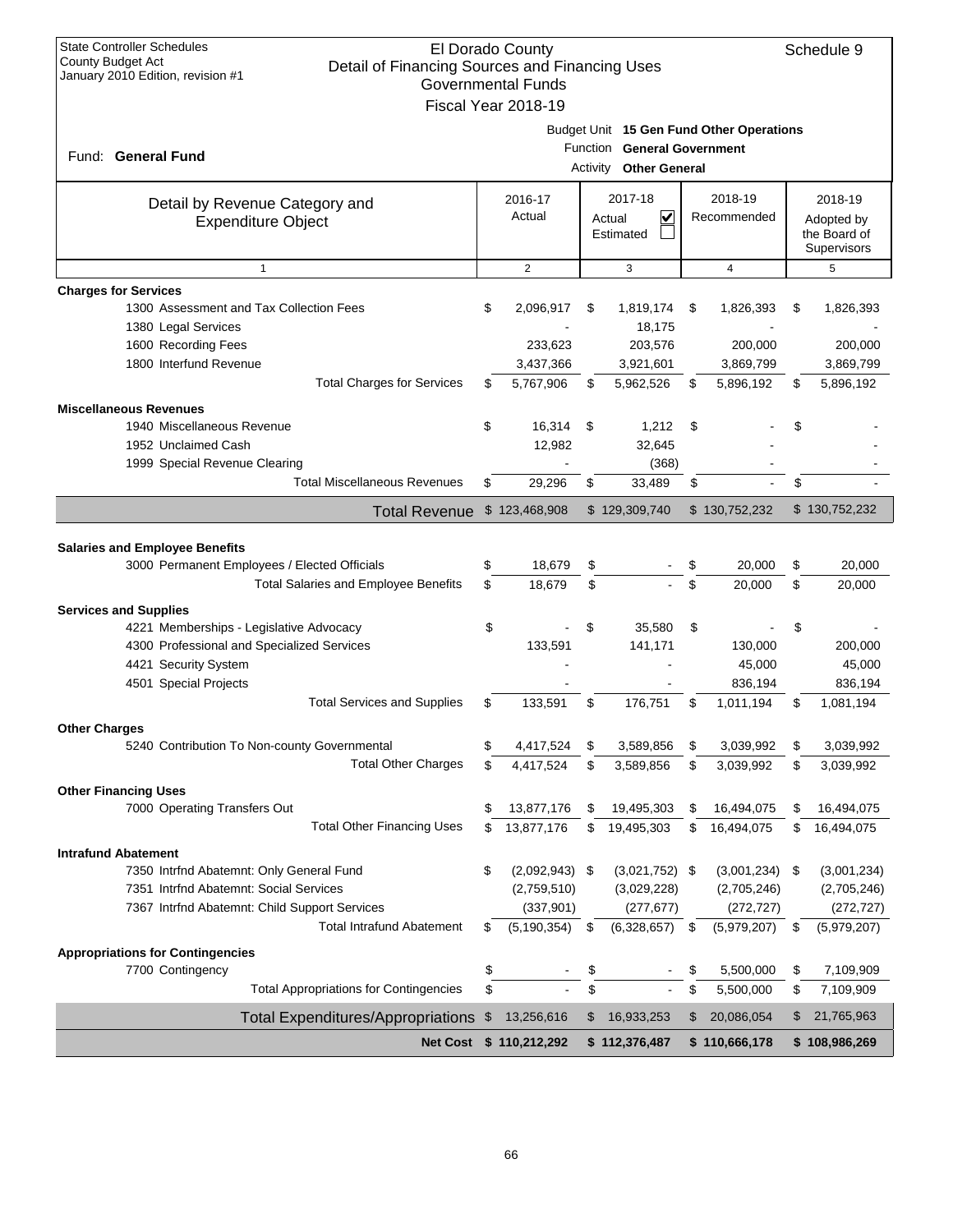State Controller Schedules
County Budget Act
January 2010 Edition, revision #1

# El Dorado County
## Detail of Financing Sources and Financing Uses
### Governmental Funds
### Fiscal Year 2018-19

Schedule 9

Fund: **General Fund**

Budget Unit **15 Gen Fund Other Operations**
Function **General Government**
Activity **Other General**

| Detail by Revenue Category and Expenditure Object | 2016-17 Actual | 2017-18 Actual ☑ Estimated ☐ | 2018-19 Recommended | 2018-19 Adopted by the Board of Supervisors |
|---|---|---|---|---|
| 1 | 2 | 3 | 4 | 5 |
| **Charges for Services** | | | | |
| 1300 Assessment and Tax Collection Fees | $ 2,096,917 | $ 1,819,174 | $ 1,826,393 | $ 1,826,393 |
| 1380 Legal Services | - | 18,175 | - | - |
| 1600 Recording Fees | 233,623 | 203,576 | 200,000 | 200,000 |
| 1800 Interfund Revenue | 3,437,366 | 3,921,601 | 3,869,799 | 3,869,799 |
| Total Charges for Services | $ 5,767,906 | $ 5,962,526 | $ 5,896,192 | $ 5,896,192 |
| **Miscellaneous Revenues** | | | | |
| 1940 Miscellaneous Revenue | $ 16,314 | $ 1,212 | $ - | $ - |
| 1952 Unclaimed Cash | 12,982 | 32,645 | - | - |
| 1999 Special Revenue Clearing | - | (368) | - | - |
| Total Miscellaneous Revenues | $ 29,296 | $ 33,489 | $ - | $ - |
| **Total Revenue** | $ 123,468,908 | $ 129,309,740 | $ 130,752,232 | $ 130,752,232 |
| **Salaries and Employee Benefits** | | | | |
| 3000 Permanent Employees / Elected Officials | $ 18,679 | $ - | $ 20,000 | $ 20,000 |
| Total Salaries and Employee Benefits | $ 18,679 | $ - | $ 20,000 | $ 20,000 |
| **Services and Supplies** | | | | |
| 4221 Memberships - Legislative Advocacy | $ - | $ 35,580 | $ - | $ - |
| 4300 Professional and Specialized Services | 133,591 | 141,171 | 130,000 | 200,000 |
| 4421 Security System | - | - | 45,000 | 45,000 |
| 4501 Special Projects | - | - | 836,194 | 836,194 |
| Total Services and Supplies | $ 133,591 | $ 176,751 | $ 1,011,194 | $ 1,081,194 |
| **Other Charges** | | | | |
| 5240 Contribution To Non-county Governmental | $ 4,417,524 | $ 3,589,856 | $ 3,039,992 | $ 3,039,992 |
| Total Other Charges | $ 4,417,524 | $ 3,589,856 | $ 3,039,992 | $ 3,039,992 |
| **Other Financing Uses** | | | | |
| 7000 Operating Transfers Out | $ 13,877,176 | $ 19,495,303 | $ 16,494,075 | $ 16,494,075 |
| Total Other Financing Uses | $ 13,877,176 | $ 19,495,303 | $ 16,494,075 | $ 16,494,075 |
| **Intrafund Abatement** | | | | |
| 7350 Intrfnd Abatemnt: Only General Fund | $ (2,092,943) | $ (3,021,752) | $ (3,001,234) | $ (3,001,234) |
| 7351 Intrfnd Abatemnt: Social Services | (2,759,510) | (3,029,228) | (2,705,246) | (2,705,246) |
| 7367 Intrfnd Abatemnt: Child Support Services | (337,901) | (277,677) | (272,727) | (272,727) |
| Total Intrafund Abatement | $ (5,190,354) | $ (6,328,657) | $ (5,979,207) | $ (5,979,207) |
| **Appropriations for Contingencies** | | | | |
| 7700 Contingency | $ - | $ - | $ 5,500,000 | $ 7,109,909 |
| Total Appropriations for Contingencies | $ - | $ - | $ 5,500,000 | $ 7,109,909 |
| **Total Expenditures/Appropriations** | $ 13,256,616 | $ 16,933,253 | $ 20,086,054 | $ 21,765,963 |
| **Net Cost** | **$ 110,212,292** | **$ 112,376,487** | **$ 110,666,178** | **$ 108,986,269** |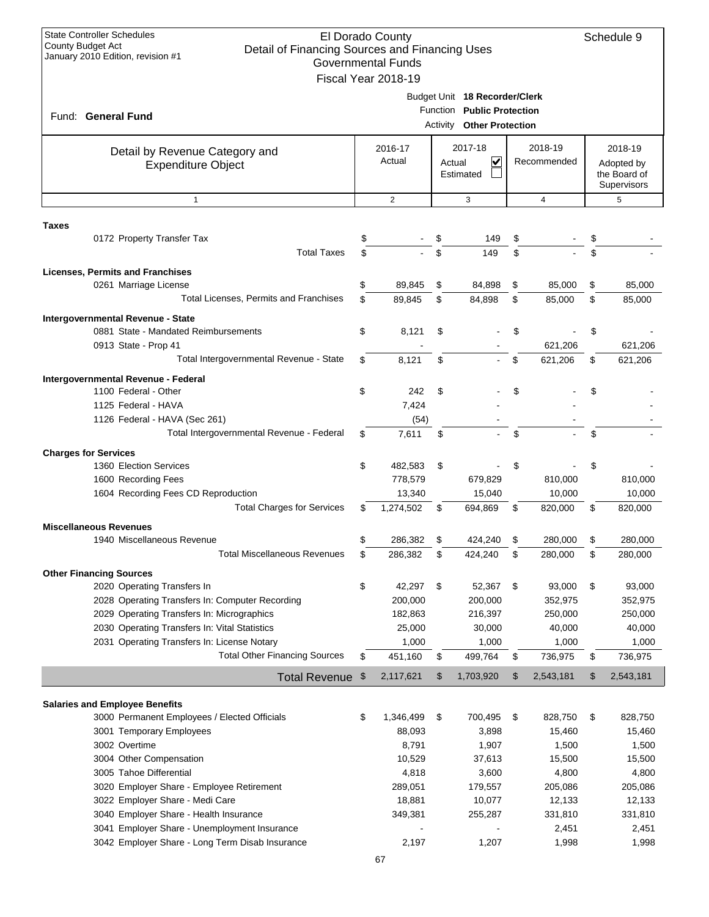State Controller Schedules
County Budget Act
January 2010 Edition, revision #1

# El Dorado County
## Detail of Financing Sources and Financing Uses
### Governmental Funds
### Fiscal Year 2018-19

Schedule 9

Fund: **General Fund**

Budget Unit **18 Recorder/Clerk**
Function **Public Protection**
Activity **Other Protection**

| Detail by Revenue Category and Expenditure Object | 2016-17 Actual | 2017-18 Actual ☑ Estimated ☐ | 2018-19 Recommended | 2018-19 Adopted by the Board of Supervisors |
|---|---|---|---|---|
| 1 | 2 | 3 | 4 | 5 |
| **Taxes** | | | | |
| 0172 Property Transfer Tax | $ - | $ 149 | $ - | $ - |
| Total Taxes | $ - | $ 149 | $ - | $ - |
| **Licenses, Permits and Franchises** | | | | |
| 0261 Marriage License | $ 89,845 | $ 84,898 | $ 85,000 | $ 85,000 |
| Total Licenses, Permits and Franchises | $ 89,845 | $ 84,898 | $ 85,000 | $ 85,000 |
| **Intergovernmental Revenue - State** | | | | |
| 0881 State - Mandated Reimbursements | $ 8,121 | $ - | $ - | $ - |
| 0913 State - Prop 41 | - | - | 621,206 | 621,206 |
| Total Intergovernmental Revenue - State | $ 8,121 | $ - | $ 621,206 | $ 621,206 |
| **Intergovernmental Revenue - Federal** | | | | |
| 1100 Federal - Other | $ 242 | $ - | $ - | $ - |
| 1125 Federal - HAVA | 7,424 | - | - | - |
| 1126 Federal - HAVA (Sec 261) | (54) | - | - | - |
| Total Intergovernmental Revenue - Federal | $ 7,611 | $ - | $ - | $ - |
| **Charges for Services** | | | | |
| 1360 Election Services | $ 482,583 | $ - | $ - | $ - |
| 1600 Recording Fees | 778,579 | 679,829 | 810,000 | 810,000 |
| 1604 Recording Fees CD Reproduction | 13,340 | 15,040 | 10,000 | 10,000 |
| Total Charges for Services | $ 1,274,502 | $ 694,869 | $ 820,000 | $ 820,000 |
| **Miscellaneous Revenues** | | | | |
| 1940 Miscellaneous Revenue | $ 286,382 | $ 424,240 | $ 280,000 | $ 280,000 |
| Total Miscellaneous Revenues | $ 286,382 | $ 424,240 | $ 280,000 | $ 280,000 |
| **Other Financing Sources** | | | | |
| 2020 Operating Transfers In | $ 42,297 | $ 52,367 | $ 93,000 | $ 93,000 |
| 2028 Operating Transfers In: Computer Recording | 200,000 | 200,000 | 352,975 | 352,975 |
| 2029 Operating Transfers In: Micrographics | 182,863 | 216,397 | 250,000 | 250,000 |
| 2030 Operating Transfers In: Vital Statistics | 25,000 | 30,000 | 40,000 | 40,000 |
| 2031 Operating Transfers In: License Notary | 1,000 | 1,000 | 1,000 | 1,000 |
| Total Other Financing Sources | $ 451,160 | $ 499,764 | $ 736,975 | $ 736,975 |
| **Total Revenue** | $ 2,117,621 | $ 1,703,920 | $ 2,543,181 | $ 2,543,181 |
| **Salaries and Employee Benefits** | | | | |
| 3000 Permanent Employees / Elected Officials | $ 1,346,499 | $ 700,495 | $ 828,750 | $ 828,750 |
| 3001 Temporary Employees | 88,093 | 3,898 | 15,460 | 15,460 |
| 3002 Overtime | 8,791 | 1,907 | 1,500 | 1,500 |
| 3004 Other Compensation | 10,529 | 37,613 | 15,500 | 15,500 |
| 3005 Tahoe Differential | 4,818 | 3,600 | 4,800 | 4,800 |
| 3020 Employer Share - Employee Retirement | 289,051 | 179,557 | 205,086 | 205,086 |
| 3022 Employer Share - Medi Care | 18,881 | 10,077 | 12,133 | 12,133 |
| 3040 Employer Share - Health Insurance | 349,381 | 255,287 | 331,810 | 331,810 |
| 3041 Employer Share - Unemployment Insurance | - | - | 2,451 | 2,451 |
| 3042 Employer Share - Long Term Disab Insurance | 2,197 | 1,207 | 1,998 | 1,998 |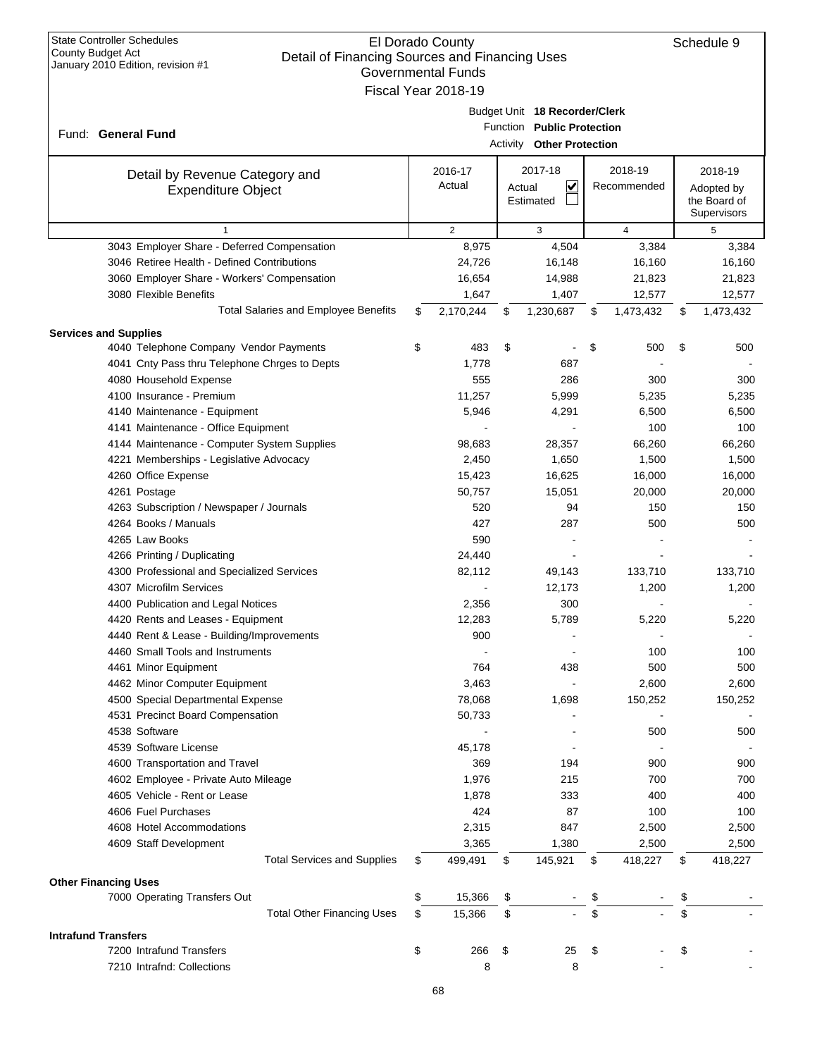State Controller Schedules
County Budget Act
January 2010 Edition, revision #1

El Dorado County
Detail of Financing Sources and Financing Uses
Governmental Funds
Fiscal Year 2018-19

Schedule 9

Fund: **General Fund**

Budget Unit **18 Recorder/Clerk**
Function **Public Protection**
Activity **Other Protection**

| Detail by Revenue Category and Expenditure Object | 2016-17 Actual | 2017-18 Actual ☑ Estimated ☐ | 2018-19 Recommended | 2018-19 Adopted by the Board of Supervisors |
|---|---|---|---|---|
| 1 | 2 | 3 | 4 | 5 |
| 3043 Employer Share - Deferred Compensation | 8,975 | 4,504 | 3,384 | 3,384 |
| 3046 Retiree Health - Defined Contributions | 24,726 | 16,148 | 16,160 | 16,160 |
| 3060 Employer Share - Workers' Compensation | 16,654 | 14,988 | 21,823 | 21,823 |
| 3080 Flexible Benefits | 1,647 | 1,407 | 12,577 | 12,577 |
| Total Salaries and Employee Benefits | $ 2,170,244 | $ 1,230,687 | $ 1,473,432 | $ 1,473,432 |
| **Services and Supplies** | | | | |
| 4040 Telephone Company Vendor Payments | $ 483 | $ - | $ 500 | $ 500 |
| 4041 Cnty Pass thru Telephone Chrges to Depts | 1,778 | 687 | - | - |
| 4080 Household Expense | 555 | 286 | 300 | 300 |
| 4100 Insurance - Premium | 11,257 | 5,999 | 5,235 | 5,235 |
| 4140 Maintenance - Equipment | 5,946 | 4,291 | 6,500 | 6,500 |
| 4141 Maintenance - Office Equipment | - | - | 100 | 100 |
| 4144 Maintenance - Computer System Supplies | 98,683 | 28,357 | 66,260 | 66,260 |
| 4221 Memberships - Legislative Advocacy | 2,450 | 1,650 | 1,500 | 1,500 |
| 4260 Office Expense | 15,423 | 16,625 | 16,000 | 16,000 |
| 4261 Postage | 50,757 | 15,051 | 20,000 | 20,000 |
| 4263 Subscription / Newspaper / Journals | 520 | 94 | 150 | 150 |
| 4264 Books / Manuals | 427 | 287 | 500 | 500 |
| 4265 Law Books | 590 | - | - | - |
| 4266 Printing / Duplicating | 24,440 | - | - | - |
| 4300 Professional and Specialized Services | 82,112 | 49,143 | 133,710 | 133,710 |
| 4307 Microfilm Services | - | 12,173 | 1,200 | 1,200 |
| 4400 Publication and Legal Notices | 2,356 | 300 | - | - |
| 4420 Rents and Leases - Equipment | 12,283 | 5,789 | 5,220 | 5,220 |
| 4440 Rent & Lease - Building/Improvements | 900 | - | - | - |
| 4460 Small Tools and Instruments | - | - | 100 | 100 |
| 4461 Minor Equipment | 764 | 438 | 500 | 500 |
| 4462 Minor Computer Equipment | 3,463 | - | 2,600 | 2,600 |
| 4500 Special Departmental Expense | 78,068 | 1,698 | 150,252 | 150,252 |
| 4531 Precinct Board Compensation | 50,733 | - | - | - |
| 4538 Software | - | - | 500 | 500 |
| 4539 Software License | 45,178 | - | - | - |
| 4600 Transportation and Travel | 369 | 194 | 900 | 900 |
| 4602 Employee - Private Auto Mileage | 1,976 | 215 | 700 | 700 |
| 4605 Vehicle - Rent or Lease | 1,878 | 333 | 400 | 400 |
| 4606 Fuel Purchases | 424 | 87 | 100 | 100 |
| 4608 Hotel Accommodations | 2,315 | 847 | 2,500 | 2,500 |
| 4609 Staff Development | 3,365 | 1,380 | 2,500 | 2,500 |
| Total Services and Supplies | $ 499,491 | $ 145,921 | $ 418,227 | $ 418,227 |
| **Other Financing Uses** | | | | |
| 7000 Operating Transfers Out | $ 15,366 | $ - | $ - | $ - |
| Total Other Financing Uses | $ 15,366 | $ - | $ - | $ - |
| **Intrafund Transfers** | | | | |
| 7200 Intrafund Transfers | $ 266 | $ 25 | $ - | $ - |
| 7210 Intrafnd: Collections | 8 | 8 | - | - |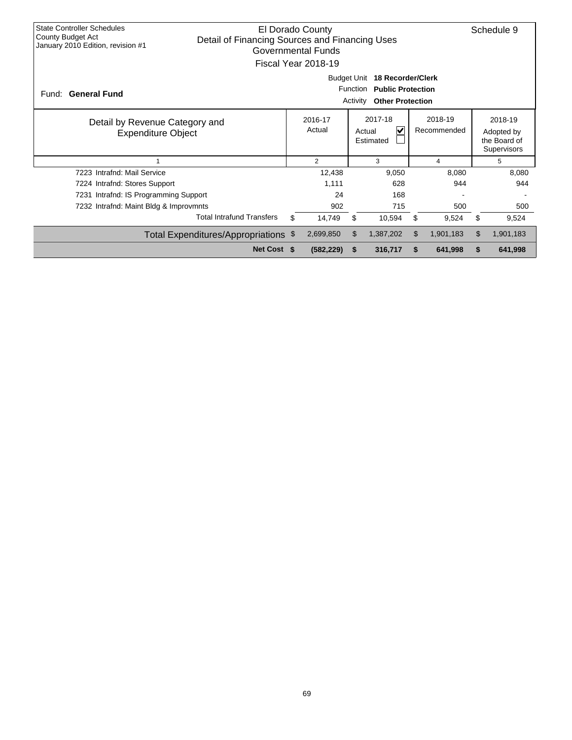State Controller Schedules
County Budget Act
January 2010 Edition, revision #1

# El Dorado County
## Detail of Financing Sources and Financing Uses
### Governmental Funds
### Fiscal Year 2018-19

Schedule 9

Fund: **General Fund**

Budget Unit **18 Recorder/Clerk**
Function **Public Protection**
Activity **Other Protection**

| Detail by Revenue Category and Expenditure Object | 2016-17 Actual | 2017-18 Actual ☑ Estimated ☐ | 2018-19 Recommended | 2018-19 Adopted by the Board of Supervisors |
|---|---|---|---|---|
| 1 | 2 | 3 | 4 | 5 |
| 7223 Intrafnd: Mail Service | 12,438 | 9,050 | 8,080 | 8,080 |
| 7224 Intrafnd: Stores Support | 1,111 | 628 | 944 | 944 |
| 7231 Intrafnd: IS Programming Support | 24 | 168 | - | - |
| 7232 Intrafnd: Maint Bldg & Improvmnts | 902 | 715 | 500 | 500 |
| Total Intrafund Transfers | $ 14,749 | $ 10,594 | $ 9,524 | $ 9,524 |
| Total Expenditures/Appropriations | $ 2,699,850 | $ 1,387,202 | $ 1,901,183 | $ 1,901,183 |
| **Net Cost** | **$ (582,229)** | **$ 316,717** | **$ 641,998** | **$ 641,998** |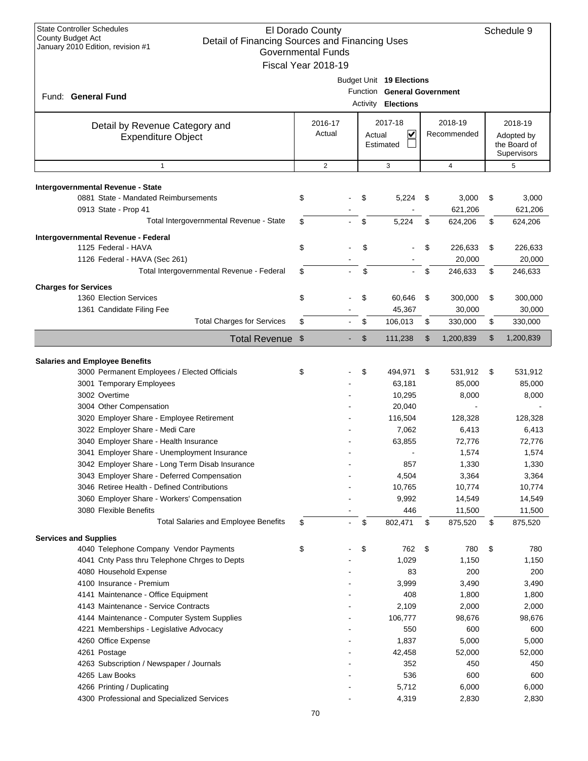State Controller Schedules
County Budget Act
January 2010 Edition, revision #1

El Dorado County
Detail of Financing Sources and Financing Uses
Governmental Funds
Fiscal Year 2018-19

Schedule 9

Fund: **General Fund**

Budget Unit **19 Elections**
Function **General Government**
Activity **Elections**

| Detail by Revenue Category and Expenditure Object | | 2016-17 Actual | | 2017-18 Actual ☑ Estimated ☐ | | 2018-19 Recommended | | 2018-19 Adopted by the Board of Supervisors |
|---|---|---|---|---|---|---|---|---|
| 1 | | 2 | | 3 | | 4 | | 5 |
| **Intergovernmental Revenue - State** | | | | | | | | |
| 0881 State - Mandated Reimbursements | $ | - | $ | 5,224 | $ | 3,000 | $ | 3,000 |
| 0913 State - Prop 41 | | - | | - | | 621,206 | | 621,206 |
| Total Intergovernmental Revenue - State | $ | - | $ | 5,224 | $ | 624,206 | $ | 624,206 |
| **Intergovernmental Revenue - Federal** | | | | | | | | |
| 1125 Federal - HAVA | $ | - | $ | - | $ | 226,633 | $ | 226,633 |
| 1126 Federal - HAVA (Sec 261) | | - | | - | | 20,000 | | 20,000 |
| Total Intergovernmental Revenue - Federal | $ | - | $ | - | $ | 246,633 | $ | 246,633 |
| **Charges for Services** | | | | | | | | |
| 1360 Election Services | $ | - | $ | 60,646 | $ | 300,000 | $ | 300,000 |
| 1361 Candidate Filing Fee | | - | | 45,367 | | 30,000 | | 30,000 |
| Total Charges for Services | $ | - | $ | 106,013 | $ | 330,000 | $ | 330,000 |
| **Total Revenue** | $ | - | $ | 111,238 | $ | 1,200,839 | $ | 1,200,839 |
| **Salaries and Employee Benefits** | | | | | | | | |
| 3000 Permanent Employees / Elected Officials | $ | - | $ | 494,971 | $ | 531,912 | $ | 531,912 |
| 3001 Temporary Employees | | - | | 63,181 | | 85,000 | | 85,000 |
| 3002 Overtime | | - | | 10,295 | | 8,000 | | 8,000 |
| 3004 Other Compensation | | - | | 20,040 | | - | | - |
| 3020 Employer Share - Employee Retirement | | - | | 116,504 | | 128,328 | | 128,328 |
| 3022 Employer Share - Medi Care | | - | | 7,062 | | 6,413 | | 6,413 |
| 3040 Employer Share - Health Insurance | | - | | 63,855 | | 72,776 | | 72,776 |
| 3041 Employer Share - Unemployment Insurance | | - | | - | | 1,574 | | 1,574 |
| 3042 Employer Share - Long Term Disab Insurance | | - | | 857 | | 1,330 | | 1,330 |
| 3043 Employer Share - Deferred Compensation | | - | | 4,504 | | 3,364 | | 3,364 |
| 3046 Retiree Health - Defined Contributions | | - | | 10,765 | | 10,774 | | 10,774 |
| 3060 Employer Share - Workers' Compensation | | - | | 9,992 | | 14,549 | | 14,549 |
| 3080 Flexible Benefits | | - | | 446 | | 11,500 | | 11,500 |
| Total Salaries and Employee Benefits | $ | - | $ | 802,471 | $ | 875,520 | $ | 875,520 |
| **Services and Supplies** | | | | | | | | |
| 4040 Telephone Company Vendor Payments | $ | - | $ | 762 | $ | 780 | $ | 780 |
| 4041 Cnty Pass thru Telephone Chrges to Depts | | - | | 1,029 | | 1,150 | | 1,150 |
| 4080 Household Expense | | - | | 83 | | 200 | | 200 |
| 4100 Insurance - Premium | | - | | 3,999 | | 3,490 | | 3,490 |
| 4141 Maintenance - Office Equipment | | - | | 408 | | 1,800 | | 1,800 |
| 4143 Maintenance - Service Contracts | | - | | 2,109 | | 2,000 | | 2,000 |
| 4144 Maintenance - Computer System Supplies | | - | | 106,777 | | 98,676 | | 98,676 |
| 4221 Memberships - Legislative Advocacy | | - | | 550 | | 600 | | 600 |
| 4260 Office Expense | | - | | 1,837 | | 5,000 | | 5,000 |
| 4261 Postage | | - | | 42,458 | | 52,000 | | 52,000 |
| 4263 Subscription / Newspaper / Journals | | - | | 352 | | 450 | | 450 |
| 4265 Law Books | | - | | 536 | | 600 | | 600 |
| 4266 Printing / Duplicating | | - | | 5,712 | | 6,000 | | 6,000 |
| 4300 Professional and Specialized Services | | - | | 4,319 | | 2,830 | | 2,830 |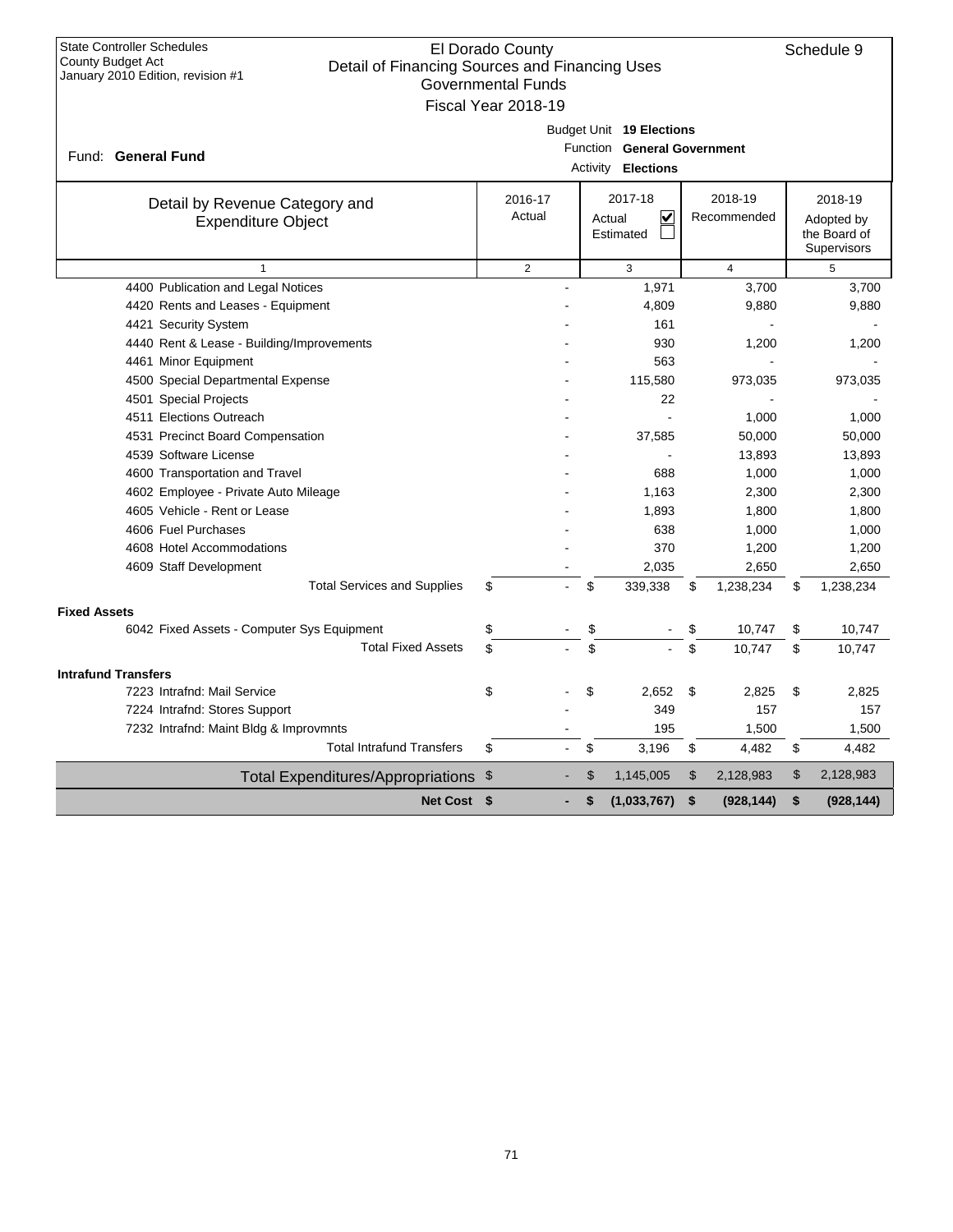State Controller Schedules
County Budget Act
January 2010 Edition, revision #1

# El Dorado County

## Detail of Financing Sources and Financing Uses

### Governmental Funds

### Fiscal Year 2018-19

Schedule 9

Fund: **General Fund**

Budget Unit **19 Elections**
Function **General Government**
Activity **Elections**

| Detail by Revenue Category and Expenditure Object | 2016-17 Actual | 2017-18 Actual ☑ Estimated ☐ | 2018-19 Recommended | 2018-19 Adopted by the Board of Supervisors |
|---|---|---|---|---|
| 1 | 2 | 3 | 4 | 5 |
| 4400 Publication and Legal Notices | - | 1,971 | 3,700 | 3,700 |
| 4420 Rents and Leases - Equipment | - | 4,809 | 9,880 | 9,880 |
| 4421 Security System | - | 161 | - | - |
| 4440 Rent & Lease - Building/Improvements | - | 930 | 1,200 | 1,200 |
| 4461 Minor Equipment | - | 563 | - | - |
| 4500 Special Departmental Expense | - | 115,580 | 973,035 | 973,035 |
| 4501 Special Projects | - | 22 | - | - |
| 4511 Elections Outreach | - | - | 1,000 | 1,000 |
| 4531 Precinct Board Compensation | - | 37,585 | 50,000 | 50,000 |
| 4539 Software License | - | - | 13,893 | 13,893 |
| 4600 Transportation and Travel | - | 688 | 1,000 | 1,000 |
| 4602 Employee - Private Auto Mileage | - | 1,163 | 2,300 | 2,300 |
| 4605 Vehicle - Rent or Lease | - | 1,893 | 1,800 | 1,800 |
| 4606 Fuel Purchases | - | 638 | 1,000 | 1,000 |
| 4608 Hotel Accommodations | - | 370 | 1,200 | 1,200 |
| 4609 Staff Development | - | 2,035 | 2,650 | 2,650 |
| Total Services and Supplies | $ - | $ 339,338 | $ 1,238,234 | $ 1,238,234 |
| **Fixed Assets** | | | | |
| 6042 Fixed Assets - Computer Sys Equipment | $ - | $ - | $ 10,747 | $ 10,747 |
| Total Fixed Assets | $ - | $ - | $ 10,747 | $ 10,747 |
| **Intrafund Transfers** | | | | |
| 7223 Intrafnd: Mail Service | $ - | $ 2,652 | $ 2,825 | $ 2,825 |
| 7224 Intrafnd: Stores Support | - | 349 | 157 | 157 |
| 7232 Intrafnd: Maint Bldg & Improvmnts | - | 195 | 1,500 | 1,500 |
| Total Intrafund Transfers | $ - | $ 3,196 | $ 4,482 | $ 4,482 |
| Total Expenditures/Appropriations | $ - | $ 1,145,005 | $ 2,128,983 | $ 2,128,983 |
| **Net Cost** | **$ -** | **$ (1,033,767)** | **$ (928,144)** | **$ (928,144)** |